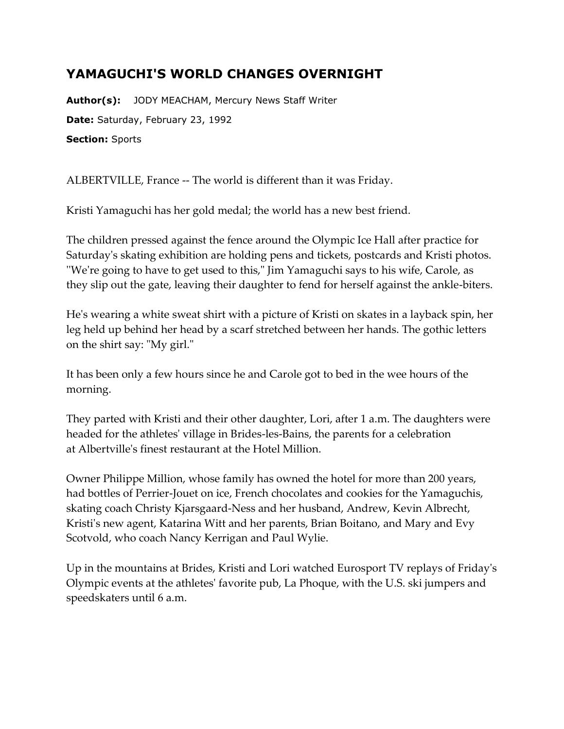# YAMAGUCHI'S WORLD CHANGES OVERNIGHT

**Author(s):** JODY MEACHAM, Mercury News Staff Writer

**Date:** Saturday, February 23, 1992

**Section:** Sports

ALBERTVILLE, France -- The world is different than it was Friday.

Kristi Yamaguchi has her gold medal; the world has a new best friend.

The children pressed against the fence around the Olympic Ice Hall after practice for Saturday's skating exhibition are holding pens and tickets, postcards and Kristi photos. "We're going to have to get used to this," Jim Yamaguchi says to his wife, Carole, as they slip out the gate, leaving their daughter to fend for herself against the ankle-biters.

He's wearing a white sweat shirt with a picture of Kristi on skates in a layback spin, her leg held up behind her head by a scarf stretched between her hands. The gothic letters on the shirt say: "My girl."

It has been only a few hours since he and Carole got to bed in the wee hours of the morning.

They parted with Kristi and their other daughter, Lori, after 1 a.m. The daughters were headed for the athletes' village in Brides-les-Bains, the parents for a celebration at Albertville's finest restaurant at the Hotel Million.

Owner Philippe Million, whose family has owned the hotel for more than 200 years, had bottles of Perrier-Jouet on ice, French chocolates and cookies for the Yamaguchis, skating coach Christy Kjarsgaard-Ness and her husband, Andrew, Kevin Albrecht, Kristi's new agent, Katarina Witt and her parents, Brian Boitano, and Mary and Evy Scotvold, who coach Nancy Kerrigan and Paul Wylie.

Up in the mountains at Brides, Kristi and Lori watched Eurosport TV replays of Friday's Olympic events at the athletes' favorite pub, La Phoque, with the U.S. ski jumpers and speedskaters until 6 a.m.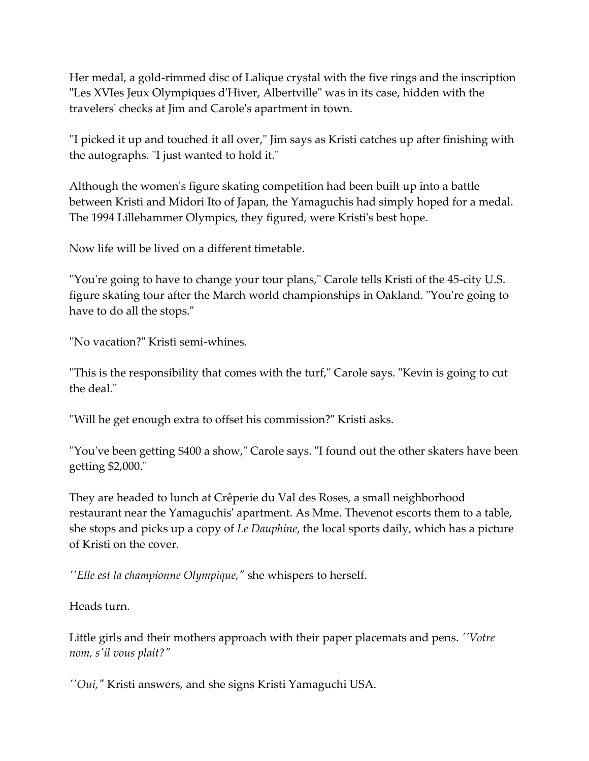Her medal, a gold-rimmed disc of Lalique crystal with the five rings and the inscription "Les XVIes Jeux Olympiques d'Hiver, Albertville" was in its case, hidden with the travelers' checks at Jim and Carole's apartment in town.

''I picked it up and touched it all over," Jim says as Kristi catches up after finishing with the autographs. "I just wanted to hold it."

Although the women's figure skating competition had been built up into a battle between Kristi and Midori Ito of Japan, the Yamaguchis had simply hoped for a medal. The 1994 Lillehammer Olympics, they figured, were Kristi's best hope.

Now life will be lived on a different timetable.

''You're going to have to change your tour plans," Carole tells Kristi of the 45-city U.S. figure skating tour after the March world championships in Oakland. "You're going to have to do all the stops."

''No vacation?" Kristi semi-whines.

''This is the responsibility that comes with the turf," Carole says. "Kevin is going to cut the deal."

''Will he get enough extra to offset his commission?" Kristi asks.

''You've been getting $400 a show," Carole says. "I found out the other skaters have been getting $2,000."

They are headed to lunch at Crêperie du Val des Roses, a small neighborhood restaurant near the Yamaguchis' apartment. As Mme. Thevenot escorts them to a table, she stops and picks up a copy of *Le Dauphine*, the local sports daily, which has a picture of Kristi on the cover.

*''Elle est la championne Olympique,"* she whispers to herself.

Heads turn.

Little girls and their mothers approach with their paper placemats and pens. *''Votre nom, s'il vous plait?"*

*''Oui,"* Kristi answers, and she signs Kristi Yamaguchi USA.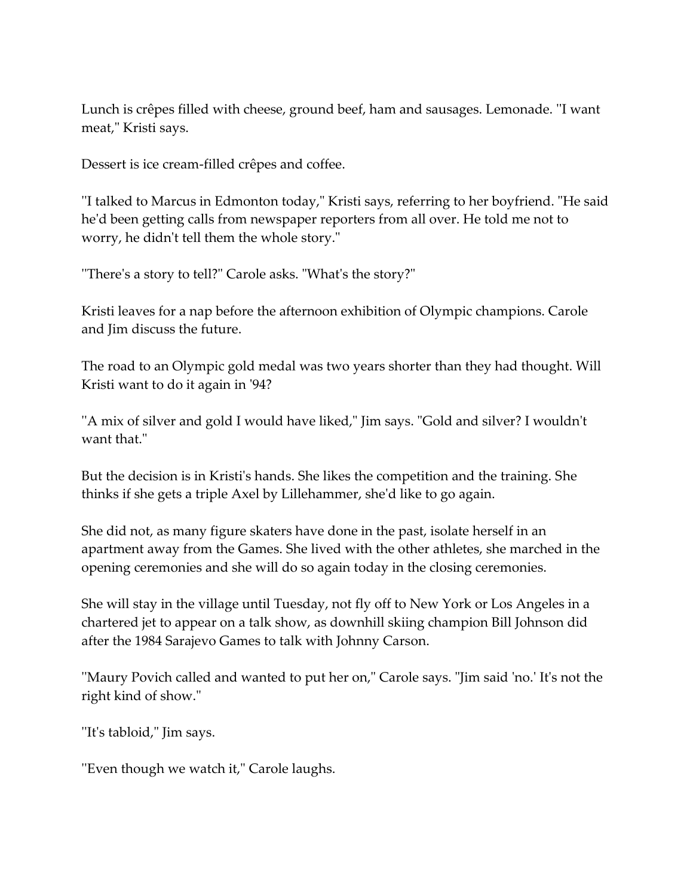Lunch is crêpes filled with cheese, ground beef, ham and sausages. Lemonade. "I want meat," Kristi says.

Dessert is ice cream-filled crêpes and coffee.

"I talked to Marcus in Edmonton today," Kristi says, referring to her boyfriend. "He said he'd been getting calls from newspaper reporters from all over. He told me not to worry, he didn't tell them the whole story."

"There's a story to tell?" Carole asks. "What's the story?"

Kristi leaves for a nap before the afternoon exhibition of Olympic champions. Carole and Jim discuss the future.

The road to an Olympic gold medal was two years shorter than they had thought. Will Kristi want to do it again in '94?

"A mix of silver and gold I would have liked," Jim says. "Gold and silver? I wouldn't want that."

But the decision is in Kristi's hands. She likes the competition and the training. She thinks if she gets a triple Axel by Lillehammer, she'd like to go again.

She did not, as many figure skaters have done in the past, isolate herself in an apartment away from the Games. She lived with the other athletes, she marched in the opening ceremonies and she will do so again today in the closing ceremonies.

She will stay in the village until Tuesday, not fly off to New York or Los Angeles in a chartered jet to appear on a talk show, as downhill skiing champion Bill Johnson did after the 1984 Sarajevo Games to talk with Johnny Carson.

"Maury Povich called and wanted to put her on," Carole says. "Jim said 'no.' It's not the right kind of show."

"It's tabloid," Jim says.

"Even though we watch it," Carole laughs.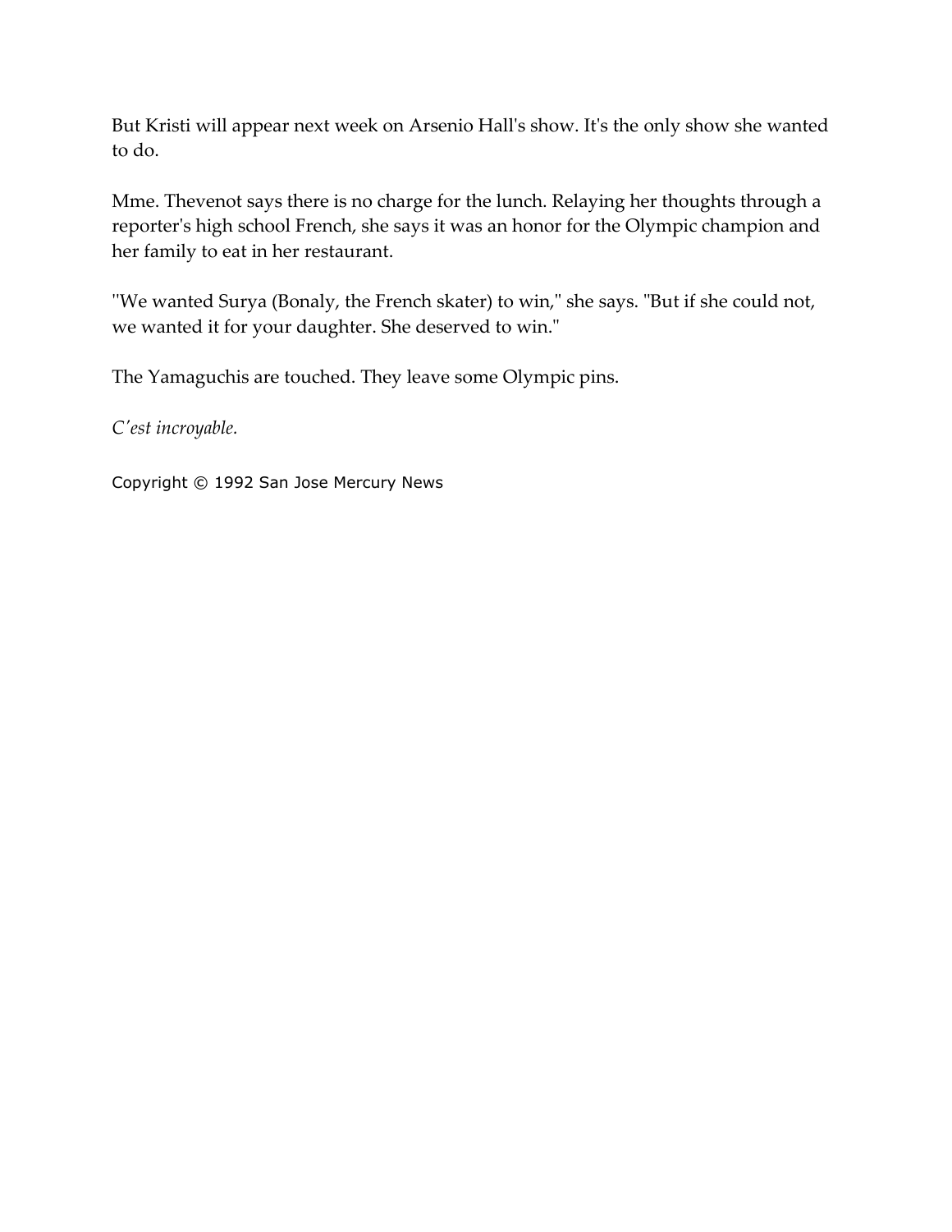But Kristi will appear next week on Arsenio Hall's show. It's the only show she wanted to do.

Mme. Thevenot says there is no charge for the lunch. Relaying her thoughts through a reporter's high school French, she says it was an honor for the Olympic champion and her family to eat in her restaurant.

''We wanted Surya (Bonaly, the French skater) to win,'' she says. ''But if she could not, we wanted it for your daughter. She deserved to win.''

The Yamaguchis are touched. They leave some Olympic pins.

*C'est incroyable.*

Copyright © 1992 San Jose Mercury News